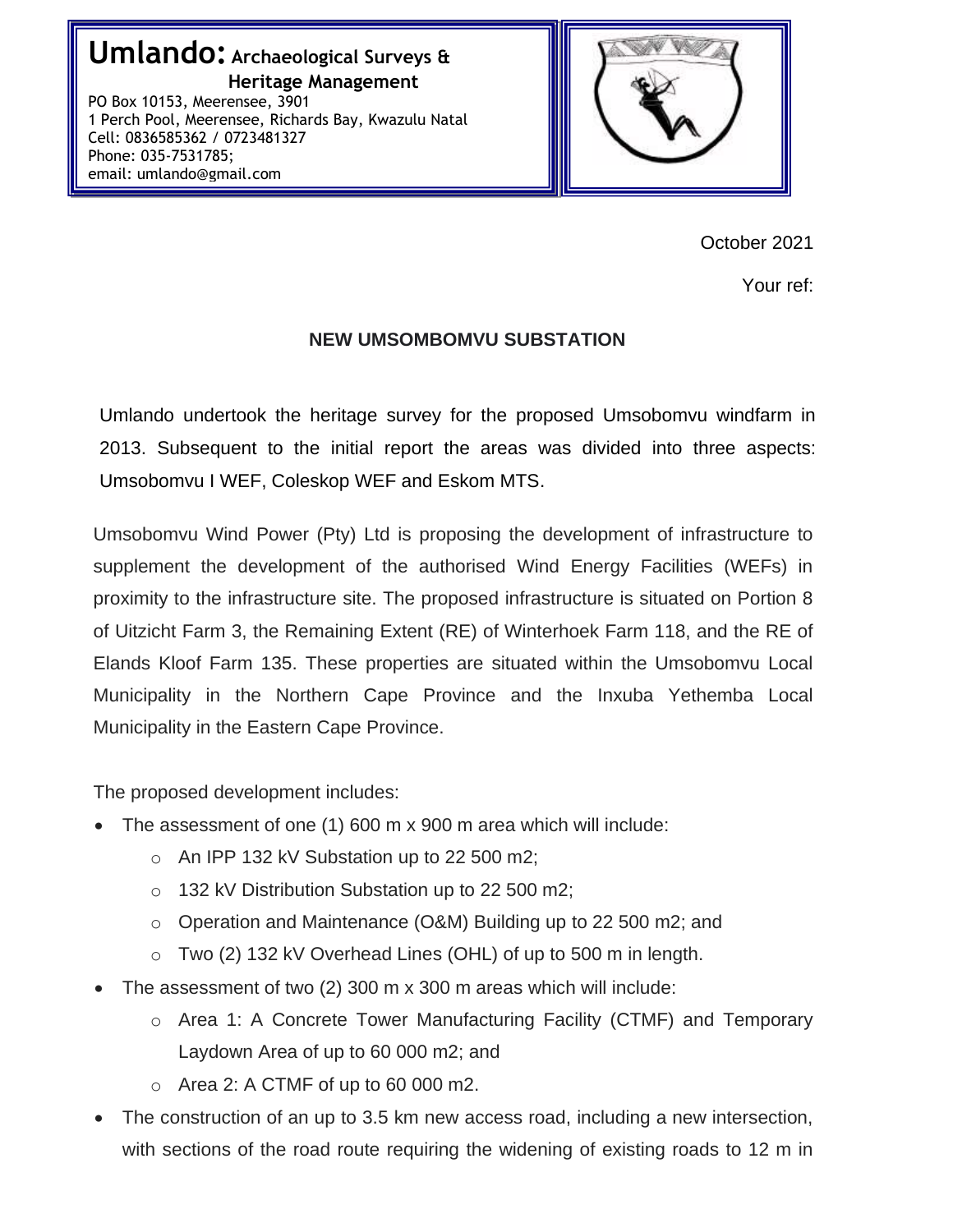**Umlando: Archaeological Surveys & Heritage Management**

PO Box 10153, Meerensee, 3901
1 Perch Pool, Meerensee, Richards Bay, Kwazulu Natal
Cell: 0836585362 / 0723481327
Phone: 035-7531785;
email: umlando@gmail.com

October 2021

Your ref:

## NEW UMSOMBOMVU SUBSTATION

Umlando undertook the heritage survey for the proposed Umsobomvu windfarm in 2013. Subsequent to the initial report the areas was divided into three aspects: Umsobomvu I WEF, Coleskop WEF and Eskom MTS.

Umsobomvu Wind Power (Pty) Ltd is proposing the development of infrastructure to supplement the development of the authorised Wind Energy Facilities (WEFs) in proximity to the infrastructure site. The proposed infrastructure is situated on Portion 8 of Uitzicht Farm 3, the Remaining Extent (RE) of Winterhoek Farm 118, and the RE of Elands Kloof Farm 135. These properties are situated within the Umsobomvu Local Municipality in the Northern Cape Province and the Inxuba Yethemba Local Municipality in the Eastern Cape Province.

The proposed development includes:

- The assessment of one (1) 600 m x 900 m area which will include:
  - An IPP 132 kV Substation up to 22 500 m2;
  - 132 kV Distribution Substation up to 22 500 m2;
  - Operation and Maintenance (O&M) Building up to 22 500 m2; and
  - Two (2) 132 kV Overhead Lines (OHL) of up to 500 m in length.
- The assessment of two (2) 300 m x 300 m areas which will include:
  - Area 1: A Concrete Tower Manufacturing Facility (CTMF) and Temporary Laydown Area of up to 60 000 m2; and
  - Area 2: A CTMF of up to 60 000 m2.
- The construction of an up to 3.5 km new access road, including a new intersection, with sections of the road route requiring the widening of existing roads to 12 m in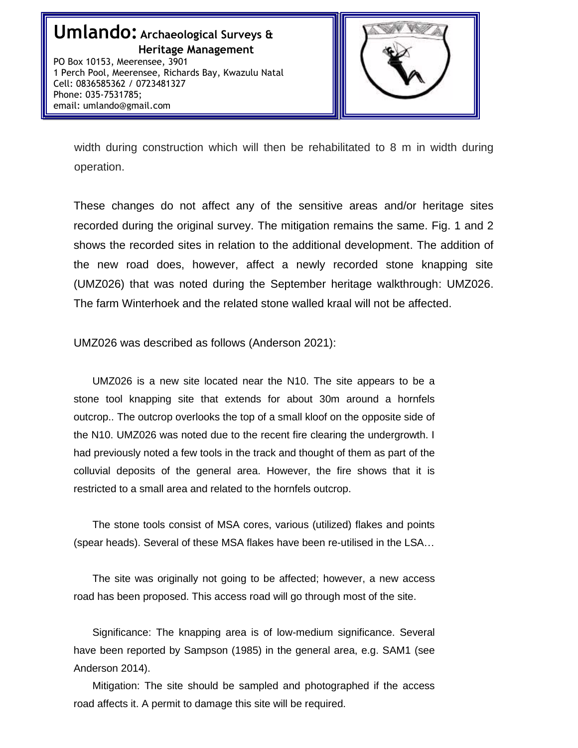width during construction which will then be rehabilitated to 8 m in width during operation.

These changes do not affect any of the sensitive areas and/or heritage sites recorded during the original survey. The mitigation remains the same. Fig. 1 and 2 shows the recorded sites in relation to the additional development. The addition of the new road does, however, affect a newly recorded stone knapping site (UMZ026) that was noted during the September heritage walkthrough: UMZ026. The farm Winterhoek and the related stone walled kraal will not be affected.

UMZ026 was described as follows (Anderson 2021):

> UMZ026 is a new site located near the N10. The site appears to be a stone tool knapping site that extends for about 30m around a hornfels outcrop.. The outcrop overlooks the top of a small kloof on the opposite side of the N10. UMZ026 was noted due to the recent fire clearing the undergrowth. I had previously noted a few tools in the track and thought of them as part of the colluvial deposits of the general area. However, the fire shows that it is restricted to a small area and related to the hornfels outcrop.
>
> The stone tools consist of MSA cores, various (utilized) flakes and points (spear heads). Several of these MSA flakes have been re-utilised in the LSA…
>
> The site was originally not going to be affected; however, a new access road has been proposed. This access road will go through most of the site.
>
> Significance: The knapping area is of low-medium significance. Several have been reported by Sampson (1985) in the general area, e.g. SAM1 (see Anderson 2014).
>
> Mitigation: The site should be sampled and photographed if the access road affects it. A permit to damage this site will be required.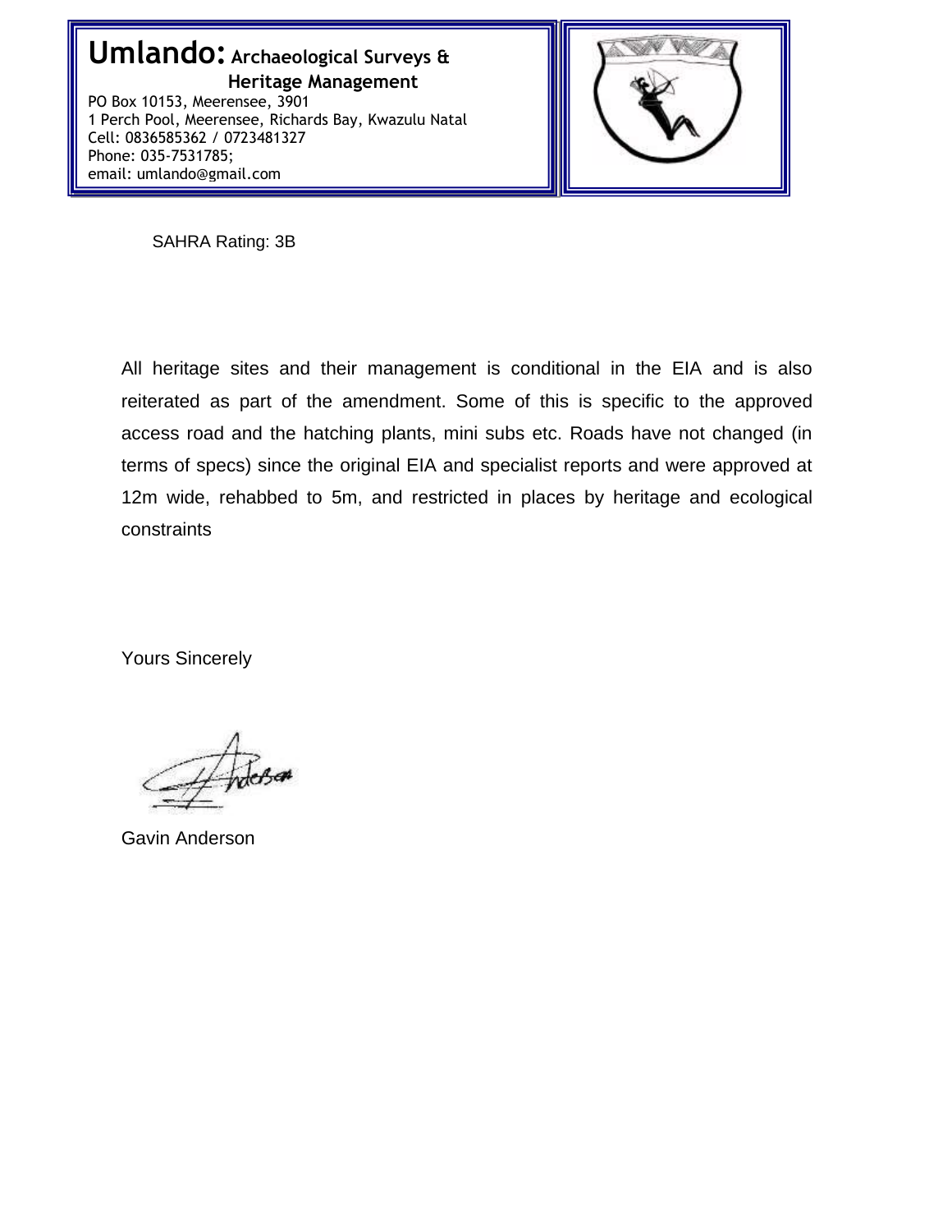**Umlando: Archaeological Surveys & Heritage Management**

PO Box 10153, Meerensee, 3901
1 Perch Pool, Meerensee, Richards Bay, Kwazulu Natal
Cell: 0836585362 / 0723481327
Phone: 035-7531785;
email: umlando@gmail.com

SAHRA Rating: 3B

All heritage sites and their management is conditional in the EIA and is also reiterated as part of the amendment. Some of this is specific to the approved access road and the hatching plants, mini subs etc. Roads have not changed (in terms of specs) since the original EIA and specialist reports and were approved at 12m wide, rehabbed to 5m, and restricted in places by heritage and ecological constraints

Yours Sincerely

Gavin Anderson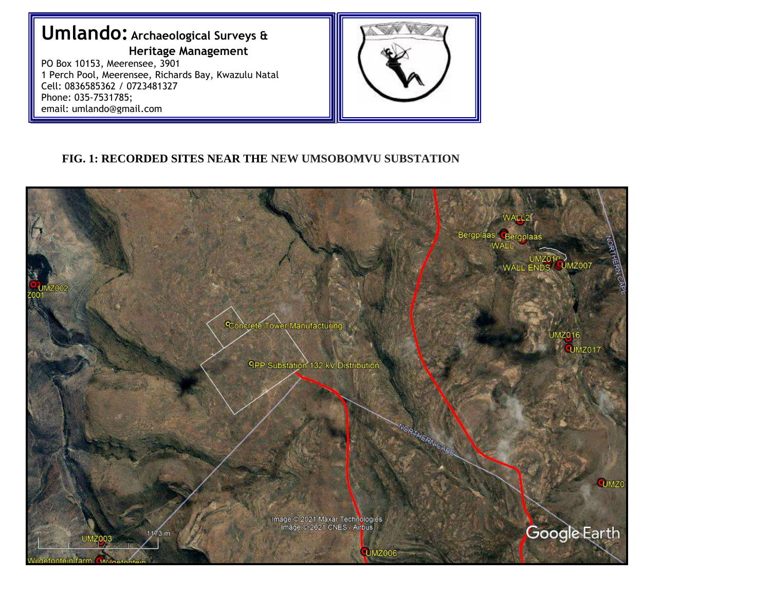**Umlando:** **Archaeological Surveys & Heritage Management**
PO Box 10153, Meerensee, 3901
1 Perch Pool, Meerensee, Richards Bay, Kwazulu Natal
Cell: 0836585362 / 0723481327
Phone: 035-7531785;
email: umlando@gmail.com

**FIG. 1: RECORDED SITES NEAR THE NEW UMSOBOMVU SUBSTATION**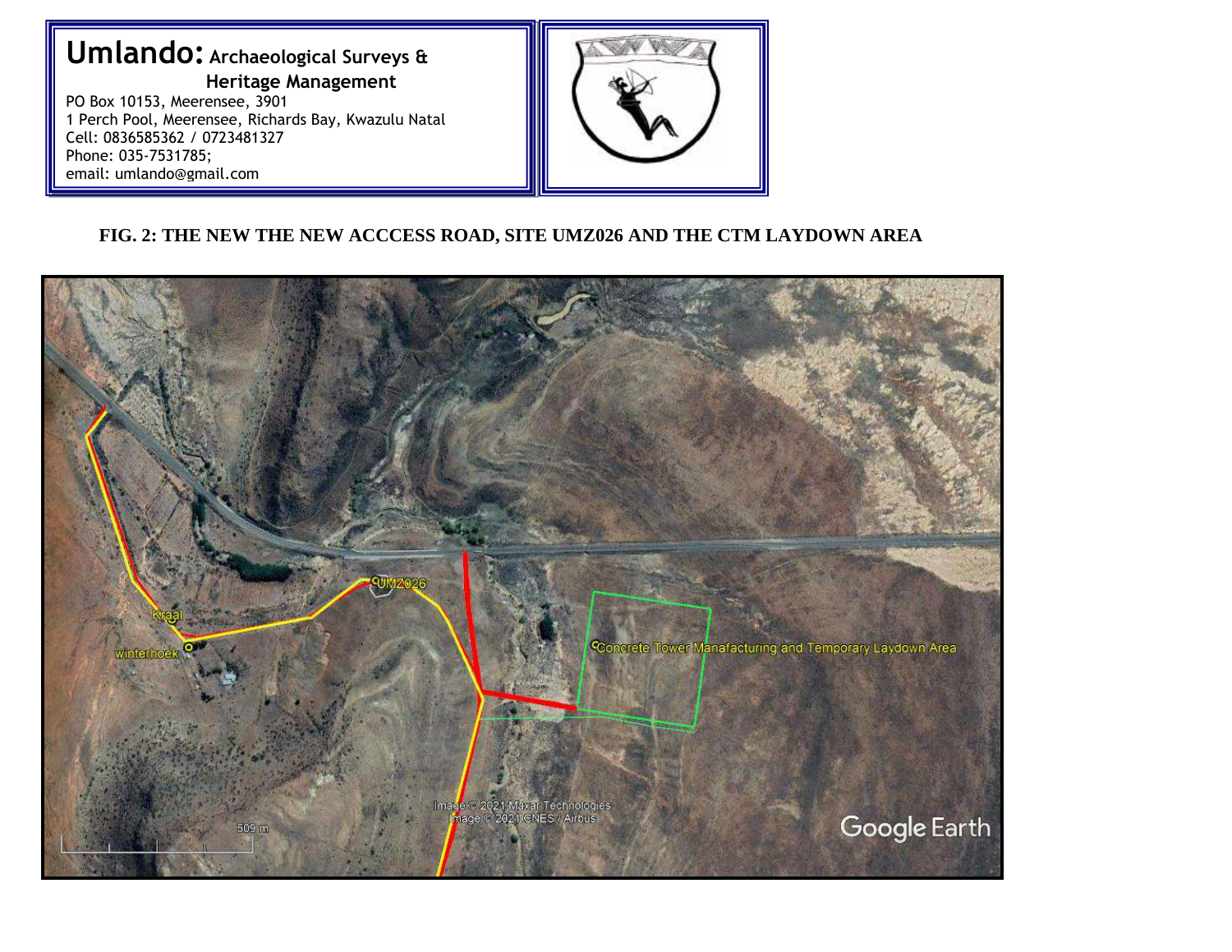**FIG. 2: THE NEW THE NEW ACCCESS ROAD, SITE UMZ026 AND THE CTM LAYDOWN AREA**

UMZ026

Kraal

winterhoek

Concrete Tower Manafacturing and Temporary Laydown Area

509 m

Image © 2021 Maxar Technologies
Image © 2021 CNES / Airbus

Google Earth